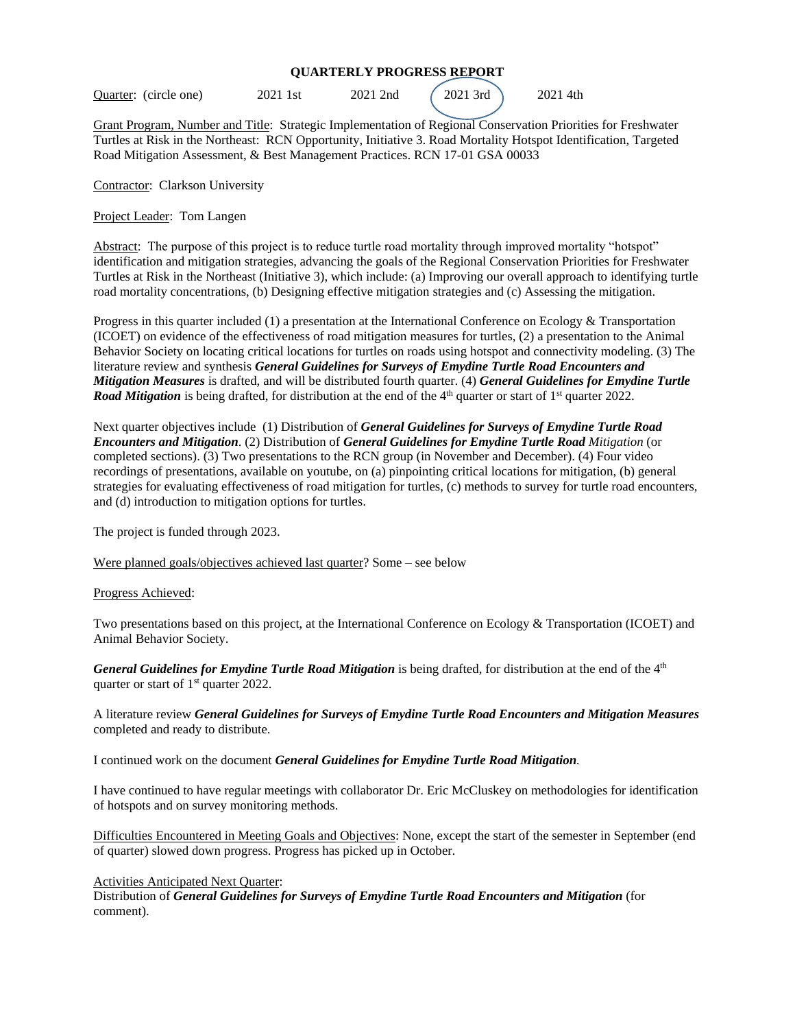# QUARTERLY PROGRESS REPORT

Quarter: (circle one) 2021 1st 2021 2nd **(2021 3rd)** 2021 4th

Grant Program, Number and Title: Strategic Implementation of Regional Conservation Priorities for Freshwater Turtles at Risk in the Northeast: RCN Opportunity, Initiative 3. Road Mortality Hotspot Identification, Targeted Road Mitigation Assessment, & Best Management Practices. RCN 17-01 GSA 00033

Contractor: Clarkson University

Project Leader: Tom Langen

Abstract: The purpose of this project is to reduce turtle road mortality through improved mortality "hotspot" identification and mitigation strategies, advancing the goals of the Regional Conservation Priorities for Freshwater Turtles at Risk in the Northeast (Initiative 3), which include: (a) Improving our overall approach to identifying turtle road mortality concentrations, (b) Designing effective mitigation strategies and (c) Assessing the mitigation.

Progress in this quarter included (1) a presentation at the International Conference on Ecology & Transportation (ICOET) on evidence of the effectiveness of road mitigation measures for turtles, (2) a presentation to the Animal Behavior Society on locating critical locations for turtles on roads using hotspot and connectivity modeling. (3) The literature review and synthesis ***General Guidelines for Surveys of Emydine Turtle Road Encounters and Mitigation Measures*** is drafted, and will be distributed fourth quarter. (4) ***General Guidelines for Emydine Turtle Road Mitigation*** is being drafted, for distribution at the end of the 4th quarter or start of 1st quarter 2022.

Next quarter objectives include (1) Distribution of ***General Guidelines for Surveys of Emydine Turtle Road Encounters and Mitigation***. (2) Distribution of ***General Guidelines for Emydine Turtle Road*** *Mitigation* (or completed sections). (3) Two presentations to the RCN group (in November and December). (4) Four video recordings of presentations, available on youtube, on (a) pinpointing critical locations for mitigation, (b) general strategies for evaluating effectiveness of road mitigation for turtles, (c) methods to survey for turtle road encounters, and (d) introduction to mitigation options for turtles.

The project is funded through 2023.

Were planned goals/objectives achieved last quarter? Some – see below

Progress Achieved:

Two presentations based on this project, at the International Conference on Ecology & Transportation (ICOET) and Animal Behavior Society.

***General Guidelines for Emydine Turtle Road Mitigation*** is being drafted, for distribution at the end of the 4th quarter or start of 1st quarter 2022.

A literature review ***General Guidelines for Surveys of Emydine Turtle Road Encounters and Mitigation Measures*** completed and ready to distribute.

I continued work on the document ***General Guidelines for Emydine Turtle Road Mitigation***.

I have continued to have regular meetings with collaborator Dr. Eric McCluskey on methodologies for identification of hotspots and on survey monitoring methods.

Difficulties Encountered in Meeting Goals and Objectives: None, except the start of the semester in September (end of quarter) slowed down progress. Progress has picked up in October.

Activities Anticipated Next Quarter:
Distribution of ***General Guidelines for Surveys of Emydine Turtle Road Encounters and Mitigation*** (for comment).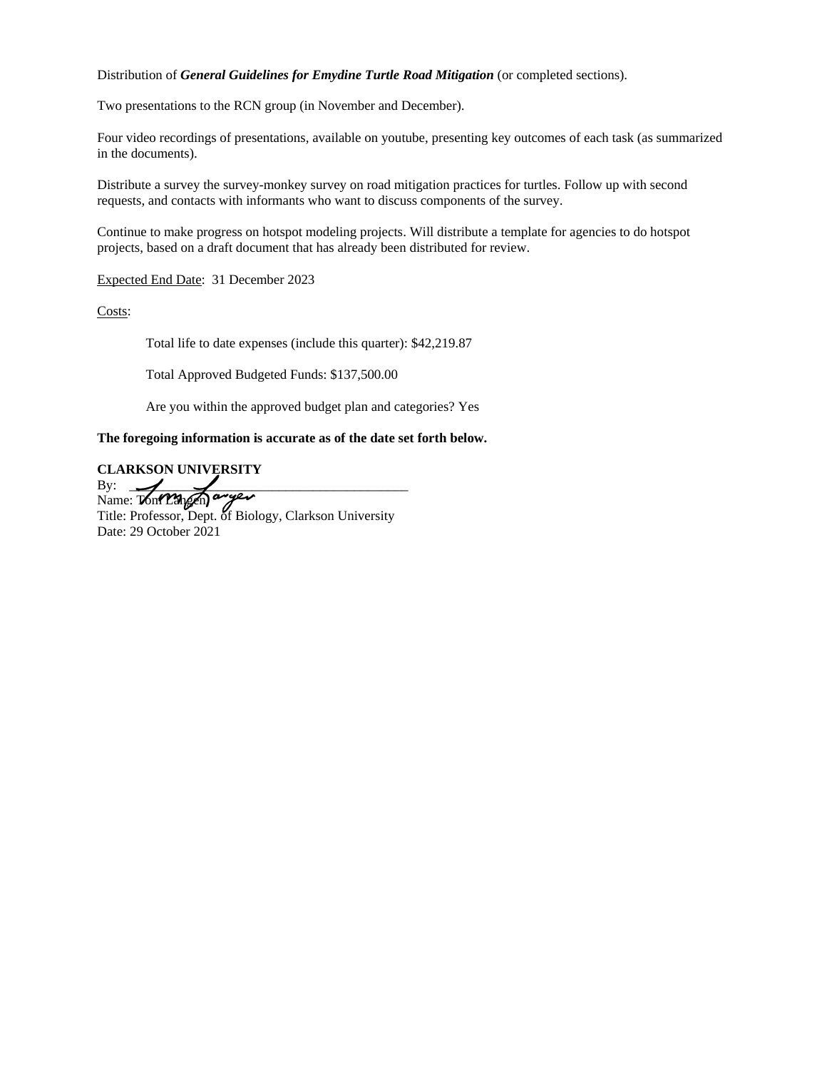Distribution of ***General Guidelines for Emydine Turtle Road Mitigation*** (or completed sections).

Two presentations to the RCN group (in November and December).

Four video recordings of presentations, available on youtube, presenting key outcomes of each task (as summarized in the documents).

Distribute a survey the survey-monkey survey on road mitigation practices for turtles. Follow up with second requests, and contacts with informants who want to discuss components of the survey.

Continue to make progress on hotspot modeling projects. Will distribute a template for agencies to do hotspot projects, based on a draft document that has already been distributed for review.

Expected End Date: 31 December 2023

Costs:

Total life to date expenses (include this quarter): $42,219.87

Total Approved Budgeted Funds: $137,500.00

Are you within the approved budget plan and categories? Yes

**The foregoing information is accurate as of the date set forth below.**

**CLARKSON UNIVERSITY**
By: ______________________________________
Name: Tom Langen
Title: Professor, Dept. of Biology, Clarkson University
Date: 29 October 2021